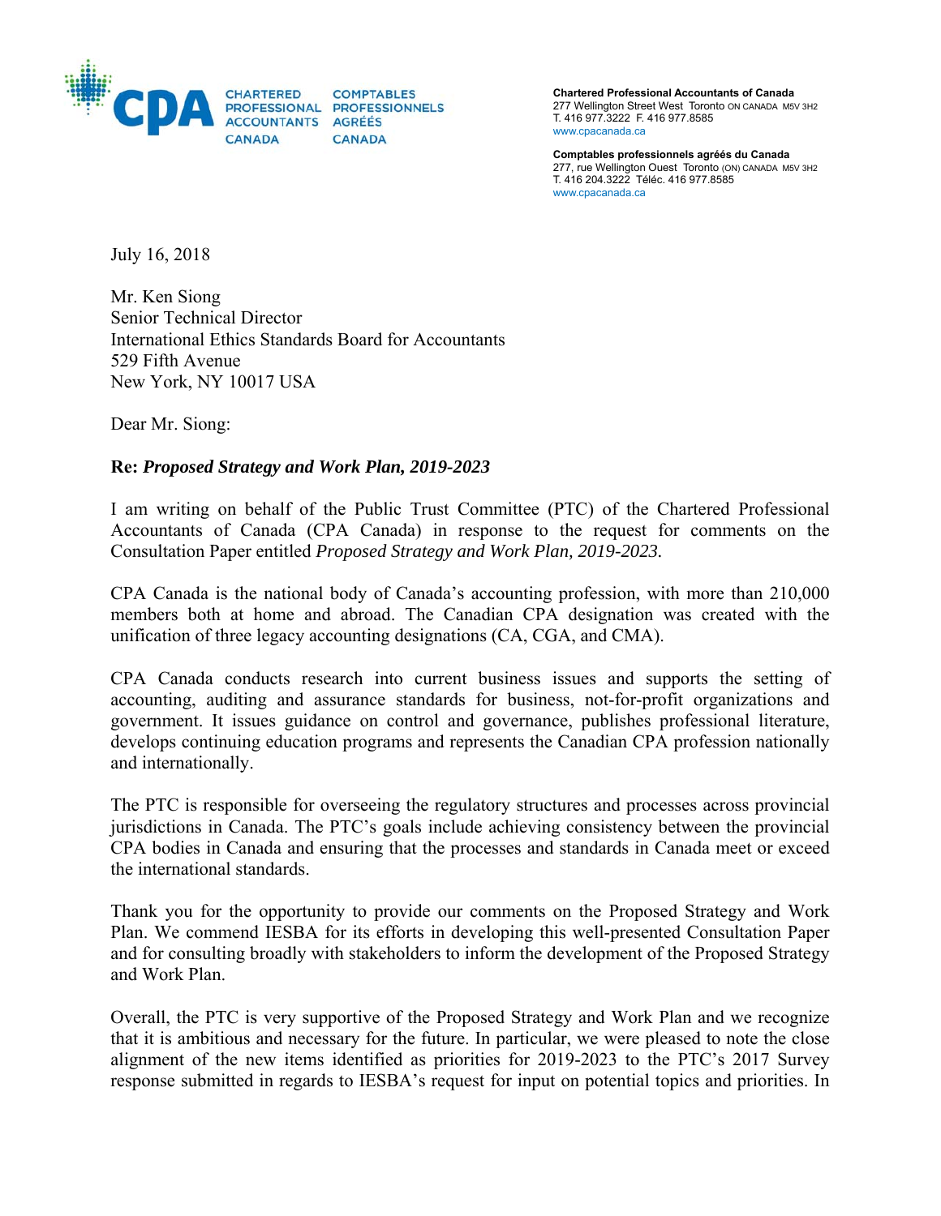CHARTERED PROFESSIONAL ACCOUNTANTS CANADA

COMPTABLES PROFESSIONNELS AGRÉÉS CANADA

**Chartered Professional Accountants of Canada**
277 Wellington Street West Toronto ON CANADA M5V 3H2
T. 416 977.3222 F. 416 977.8585
www.cpacanada.ca

**Comptables professionnels agréés du Canada**
277, rue Wellington Ouest Toronto (ON) CANADA M5V 3H2
T. 416 204.3222 Téléc. 416 977.8585
www.cpacanada.ca

July 16, 2018

Mr. Ken Siong
Senior Technical Director
International Ethics Standards Board for Accountants
529 Fifth Avenue
New York, NY 10017 USA

Dear Mr. Siong:

**Re: *Proposed Strategy and Work Plan, 2019-2023***

I am writing on behalf of the Public Trust Committee (PTC) of the Chartered Professional Accountants of Canada (CPA Canada) in response to the request for comments on the Consultation Paper entitled *Proposed Strategy and Work Plan, 2019-2023.*

CPA Canada is the national body of Canada's accounting profession, with more than 210,000 members both at home and abroad. The Canadian CPA designation was created with the unification of three legacy accounting designations (CA, CGA, and CMA).

CPA Canada conducts research into current business issues and supports the setting of accounting, auditing and assurance standards for business, not-for-profit organizations and government. It issues guidance on control and governance, publishes professional literature, develops continuing education programs and represents the Canadian CPA profession nationally and internationally.

The PTC is responsible for overseeing the regulatory structures and processes across provincial jurisdictions in Canada. The PTC's goals include achieving consistency between the provincial CPA bodies in Canada and ensuring that the processes and standards in Canada meet or exceed the international standards.

Thank you for the opportunity to provide our comments on the Proposed Strategy and Work Plan. We commend IESBA for its efforts in developing this well-presented Consultation Paper and for consulting broadly with stakeholders to inform the development of the Proposed Strategy and Work Plan.

Overall, the PTC is very supportive of the Proposed Strategy and Work Plan and we recognize that it is ambitious and necessary for the future. In particular, we were pleased to note the close alignment of the new items identified as priorities for 2019-2023 to the PTC's 2017 Survey response submitted in regards to IESBA's request for input on potential topics and priorities. In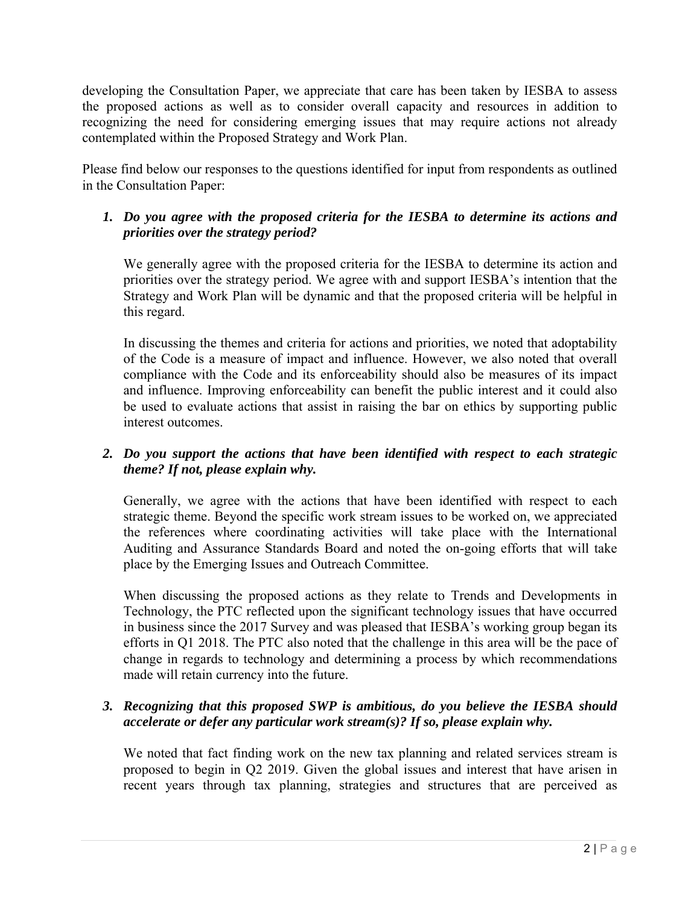developing the Consultation Paper, we appreciate that care has been taken by IESBA to assess the proposed actions as well as to consider overall capacity and resources in addition to recognizing the need for considering emerging issues that may require actions not already contemplated within the Proposed Strategy and Work Plan.

Please find below our responses to the questions identified for input from respondents as outlined in the Consultation Paper:

1. ***Do you agree with the proposed criteria for the IESBA to determine its actions and priorities over the strategy period?***

   We generally agree with the proposed criteria for the IESBA to determine its action and priorities over the strategy period. We agree with and support IESBA's intention that the Strategy and Work Plan will be dynamic and that the proposed criteria will be helpful in this regard.

   In discussing the themes and criteria for actions and priorities, we noted that adoptability of the Code is a measure of impact and influence. However, we also noted that overall compliance with the Code and its enforceability should also be measures of its impact and influence. Improving enforceability can benefit the public interest and it could also be used to evaluate actions that assist in raising the bar on ethics by supporting public interest outcomes.

2. ***Do you support the actions that have been identified with respect to each strategic theme? If not, please explain why.***

   Generally, we agree with the actions that have been identified with respect to each strategic theme. Beyond the specific work stream issues to be worked on, we appreciated the references where coordinating activities will take place with the International Auditing and Assurance Standards Board and noted the on-going efforts that will take place by the Emerging Issues and Outreach Committee.

   When discussing the proposed actions as they relate to Trends and Developments in Technology, the PTC reflected upon the significant technology issues that have occurred in business since the 2017 Survey and was pleased that IESBA's working group began its efforts in Q1 2018. The PTC also noted that the challenge in this area will be the pace of change in regards to technology and determining a process by which recommendations made will retain currency into the future.

3. ***Recognizing that this proposed SWP is ambitious, do you believe the IESBA should accelerate or defer any particular work stream(s)? If so, please explain why.***

   We noted that fact finding work on the new tax planning and related services stream is proposed to begin in Q2 2019. Given the global issues and interest that have arisen in recent years through tax planning, strategies and structures that are perceived as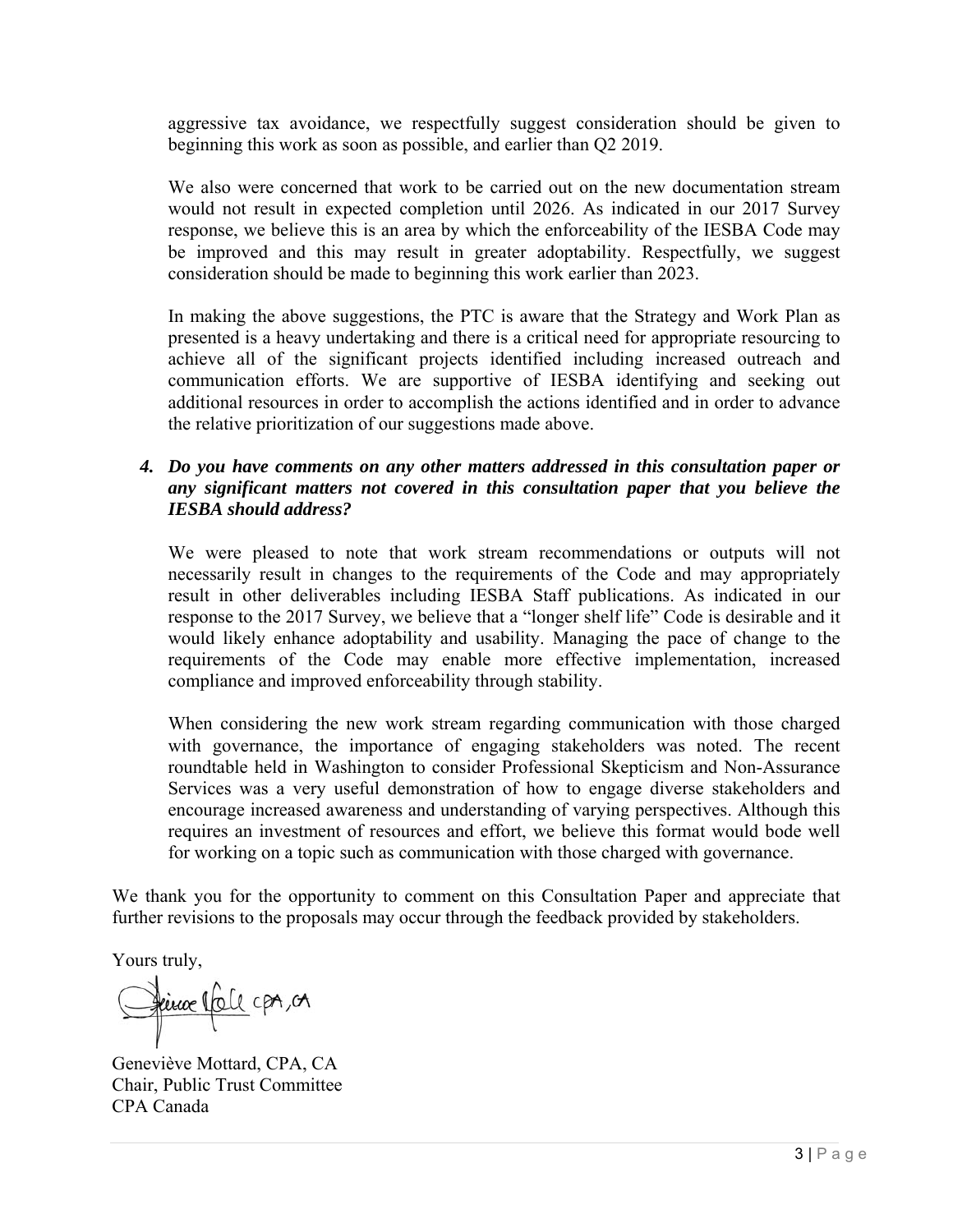aggressive tax avoidance, we respectfully suggest consideration should be given to beginning this work as soon as possible, and earlier than Q2 2019.

We also were concerned that work to be carried out on the new documentation stream would not result in expected completion until 2026. As indicated in our 2017 Survey response, we believe this is an area by which the enforceability of the IESBA Code may be improved and this may result in greater adoptability. Respectfully, we suggest consideration should be made to beginning this work earlier than 2023.

In making the above suggestions, the PTC is aware that the Strategy and Work Plan as presented is a heavy undertaking and there is a critical need for appropriate resourcing to achieve all of the significant projects identified including increased outreach and communication efforts. We are supportive of IESBA identifying and seeking out additional resources in order to accomplish the actions identified and in order to advance the relative prioritization of our suggestions made above.

4. ***Do you have comments on any other matters addressed in this consultation paper or any significant matters not covered in this consultation paper that you believe the IESBA should address?***

We were pleased to note that work stream recommendations or outputs will not necessarily result in changes to the requirements of the Code and may appropriately result in other deliverables including IESBA Staff publications. As indicated in our response to the 2017 Survey, we believe that a "longer shelf life" Code is desirable and it would likely enhance adoptability and usability. Managing the pace of change to the requirements of the Code may enable more effective implementation, increased compliance and improved enforceability through stability.

When considering the new work stream regarding communication with those charged with governance, the importance of engaging stakeholders was noted. The recent roundtable held in Washington to consider Professional Skepticism and Non-Assurance Services was a very useful demonstration of how to engage diverse stakeholders and encourage increased awareness and understanding of varying perspectives. Although this requires an investment of resources and effort, we believe this format would bode well for working on a topic such as communication with those charged with governance.

We thank you for the opportunity to comment on this Consultation Paper and appreciate that further revisions to the proposals may occur through the feedback provided by stakeholders.

Yours truly,

Geneviève Mottard, CPA, CA
Chair, Public Trust Committee
CPA Canada